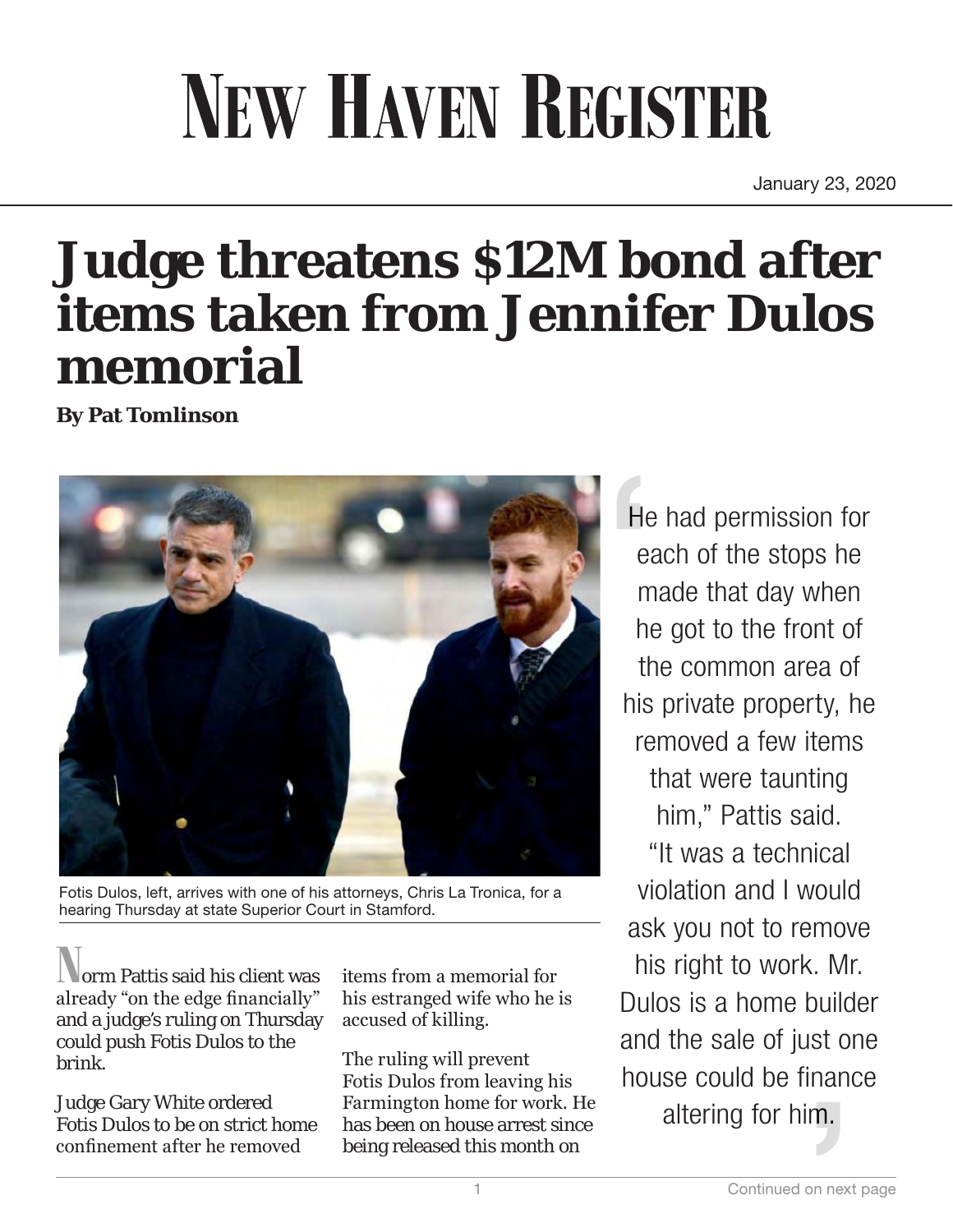# New Haven Register

January 23, 2020

# Judge threatens $12M bond after items taken from Jennifer Dulos memorial

**By Pat Tomlinson**

Fotis Dulos, left, arrives with one of his attorneys, Chris La Tronica, for a hearing Thursday at state Superior Court in Stamford.

> "He had permission for each of the stops he made that day when he got to the front of the common area of his private property, he removed a few items that were taunting him," Pattis said. "It was a technical violation and I would ask you not to remove his right to work. Mr. Dulos is a home builder and the sale of just one house could be finance altering for him."

Norm Pattis said his client was already "on the edge financially" and a judge's ruling on Thursday could push Fotis Dulos to the brink.

Judge Gary White ordered Fotis Dulos to be on strict home confinement after he removed items from a memorial for his estranged wife who he is accused of killing.

The ruling will prevent Fotis Dulos from leaving his Farmington home for work. He has been on house arrest since being released this month on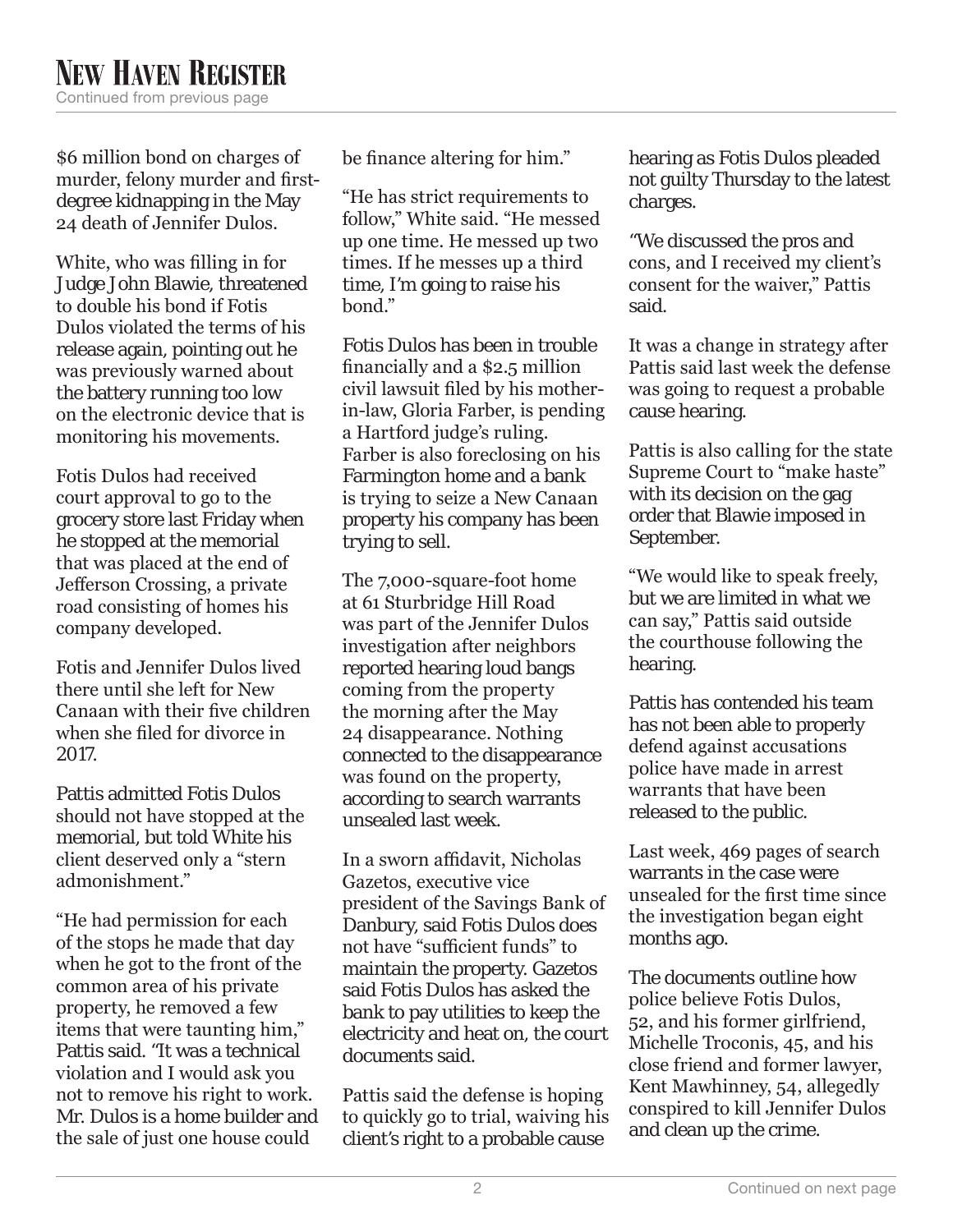$6 million bond on charges of murder, felony murder and first-degree kidnapping in the May 24 death of Jennifer Dulos.

White, who was filling in for Judge John Blawie, threatened to double his bond if Fotis Dulos violated the terms of his release again, pointing out he was previously warned about the battery running too low on the electronic device that is monitoring his movements.

Fotis Dulos had received court approval to go to the grocery store last Friday when he stopped at the memorial that was placed at the end of Jefferson Crossing, a private road consisting of homes his company developed.

Fotis and Jennifer Dulos lived there until she left for New Canaan with their five children when she filed for divorce in 2017.

Pattis admitted Fotis Dulos should not have stopped at the memorial, but told White his client deserved only a "stern admonishment."

"He had permission for each of the stops he made that day when he got to the front of the common area of his private property, he removed a few items that were taunting him," Pattis said. "It was a technical violation and I would ask you not to remove his right to work. Mr. Dulos is a home builder and the sale of just one house could be finance altering for him."

"He has strict requirements to follow," White said. "He messed up one time. He messed up two times. If he messes up a third time, I'm going to raise his bond."

Fotis Dulos has been in trouble financially and a $2.5 million civil lawsuit filed by his mother-in-law, Gloria Farber, is pending a Hartford judge's ruling. Farber is also foreclosing on his Farmington home and a bank is trying to seize a New Canaan property his company has been trying to sell.

The 7,000-square-foot home at 61 Sturbridge Hill Road was part of the Jennifer Dulos investigation after neighbors reported hearing loud bangs coming from the property the morning after the May 24 disappearance. Nothing connected to the disappearance was found on the property, according to search warrants unsealed last week.

In a sworn affidavit, Nicholas Gazetos, executive vice president of the Savings Bank of Danbury, said Fotis Dulos does not have "sufficient funds" to maintain the property. Gazetos said Fotis Dulos has asked the bank to pay utilities to keep the electricity and heat on, the court documents said.

Pattis said the defense is hoping to quickly go to trial, waiving his client's right to a probable cause hearing as Fotis Dulos pleaded not guilty Thursday to the latest charges.

"We discussed the pros and cons, and I received my client's consent for the waiver," Pattis said.

It was a change in strategy after Pattis said last week the defense was going to request a probable cause hearing.

Pattis is also calling for the state Supreme Court to "make haste" with its decision on the gag order that Blawie imposed in September.

"We would like to speak freely, but we are limited in what we can say," Pattis said outside the courthouse following the hearing.

Pattis has contended his team has not been able to properly defend against accusations police have made in arrest warrants that have been released to the public.

Last week, 469 pages of search warrants in the case were unsealed for the first time since the investigation began eight months ago.

The documents outline how police believe Fotis Dulos, 52, and his former girlfriend, Michelle Troconis, 45, and his close friend and former lawyer, Kent Mawhinney, 54, allegedly conspired to kill Jennifer Dulos and clean up the crime.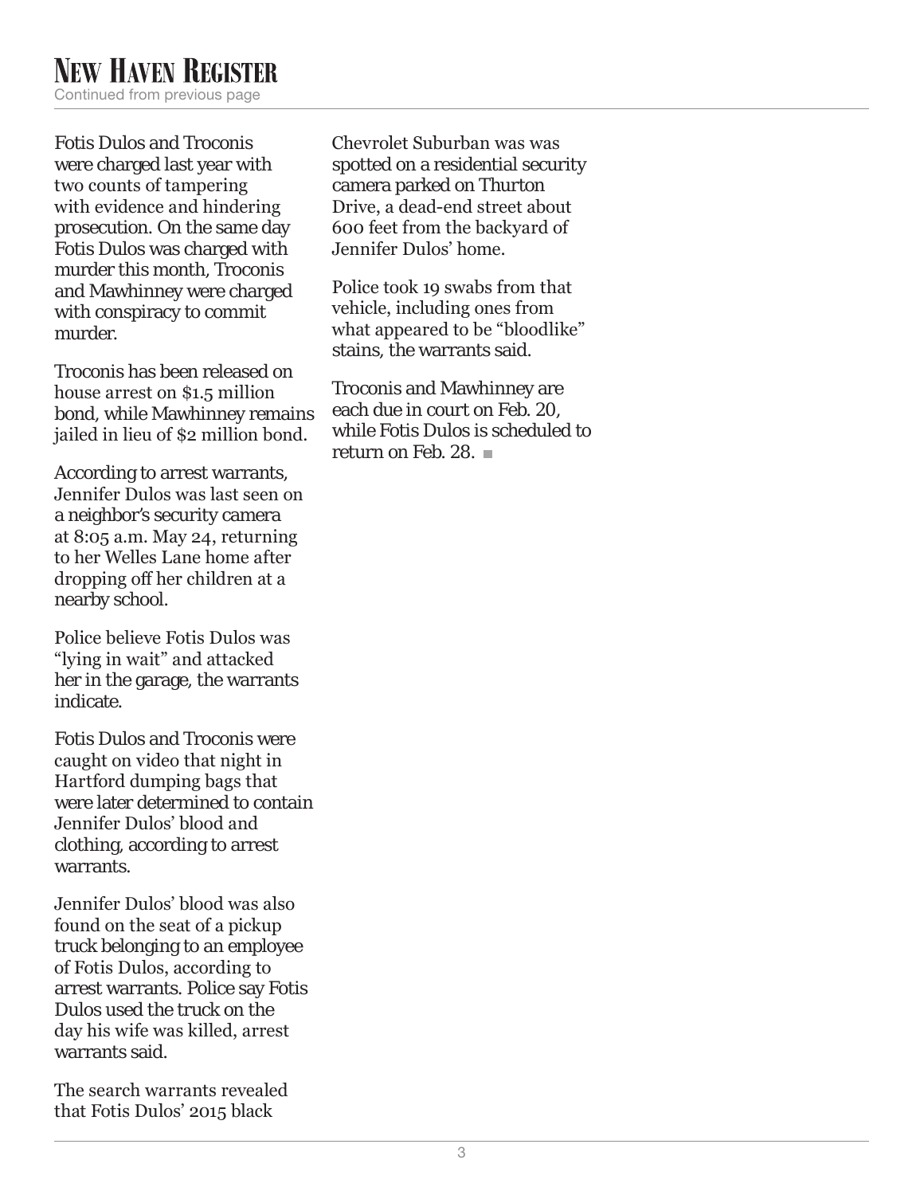Fotis Dulos and Troconis were charged last year with two counts of tampering with evidence and hindering prosecution. On the same day Fotis Dulos was charged with murder this month, Troconis and Mawhinney were charged with conspiracy to commit murder.

Troconis has been released on house arrest on $1.5 million bond, while Mawhinney remains jailed in lieu of $2 million bond.

According to arrest warrants, Jennifer Dulos was last seen on a neighbor's security camera at 8:05 a.m. May 24, returning to her Welles Lane home after dropping off her children at a nearby school.

Police believe Fotis Dulos was "lying in wait" and attacked her in the garage, the warrants indicate.

Fotis Dulos and Troconis were caught on video that night in Hartford dumping bags that were later determined to contain Jennifer Dulos' blood and clothing, according to arrest warrants.

Jennifer Dulos' blood was also found on the seat of a pickup truck belonging to an employee of Fotis Dulos, according to arrest warrants. Police say Fotis Dulos used the truck on the day his wife was killed, arrest warrants said.

The search warrants revealed that Fotis Dulos' 2015 black Chevrolet Suburban was was spotted on a residential security camera parked on Thurton Drive, a dead-end street about 600 feet from the backyard of Jennifer Dulos' home.

Police took 19 swabs from that vehicle, including ones from what appeared to be "bloodlike" stains, the warrants said.

Troconis and Mawhinney are each due in court on Feb. 20, while Fotis Dulos is scheduled to return on Feb. 28.